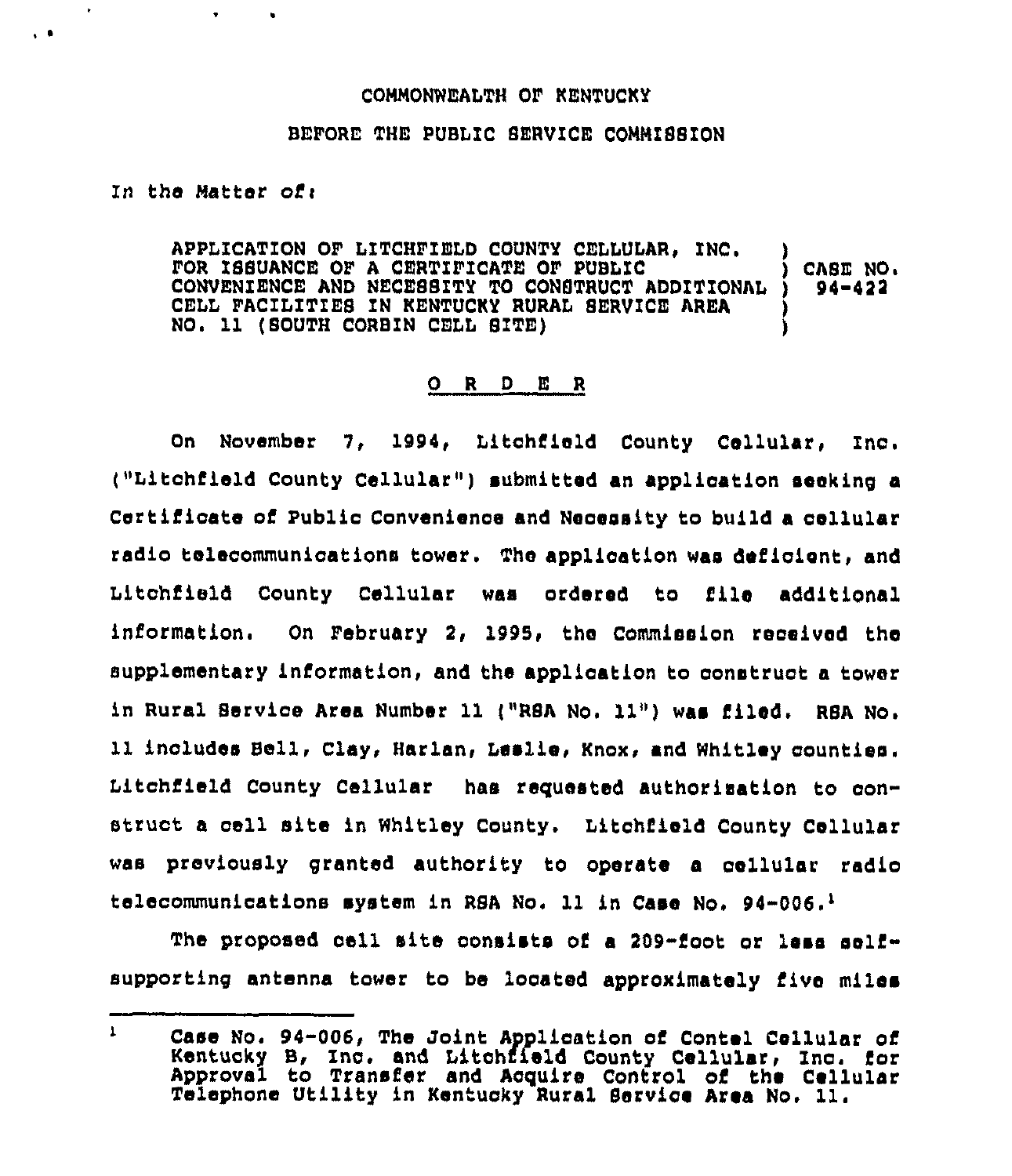COMMONWEALTH OF KENTUCKY

BEFORE THE PUBLIC SERVICE COMMISSION

In the Matter of:

APPLICATION OF LITCHFIELD COUNTY CELLULAR, INC. FOR ISSUANCE OF A CERTIFICATE OF PUBLIC CONVENIENCE AND NECESSITY TO CONSTRUCT ADDITIONAL CELL FACILITIES IN KENTUCKY RURAL SERVICE AREA NO. 11 (SOUTH CORBIN CELL SITE) ) CASE NO. 94-422

## O R D E R

On November 7, 1994, Litchfield County Cellular, Inc. ("Litchfield County Cellular") submitted an application seeking a Certificate of Public Convenience and Necessity to build a cellular radio telecommunications tower. The application was deficient, and Litchfield County Cellular was ordered to file additional information. On February 2, 1995, the Commission received the supplementary information, and the application to construct a tower in Rural Service Area Number 11 ("RSA No. 11") was filed. RSA No. 11 includes Bell, Clay, Harlan, Leslie, Knox, and Whitley counties. Litchfield County Cellular has requested authorization to construct a cell site in Whitley County. Litchfield County Cellular was previously granted authority to operate a cellular radio telecommunications system in RSA No. 11 in Case No. 94-006.[1]

The proposed cell site consists of a 209-foot or less self-supporting antenna tower to be located approximately five miles

---

[1] Case No. 94-006, The Joint Application of Contel Cellular of Kentucky B, Inc. and Litchfield County Cellular, Inc. for Approval to Transfer and Acquire Control of the Cellular Telephone Utility in Kentucky Rural Service Area No. 11.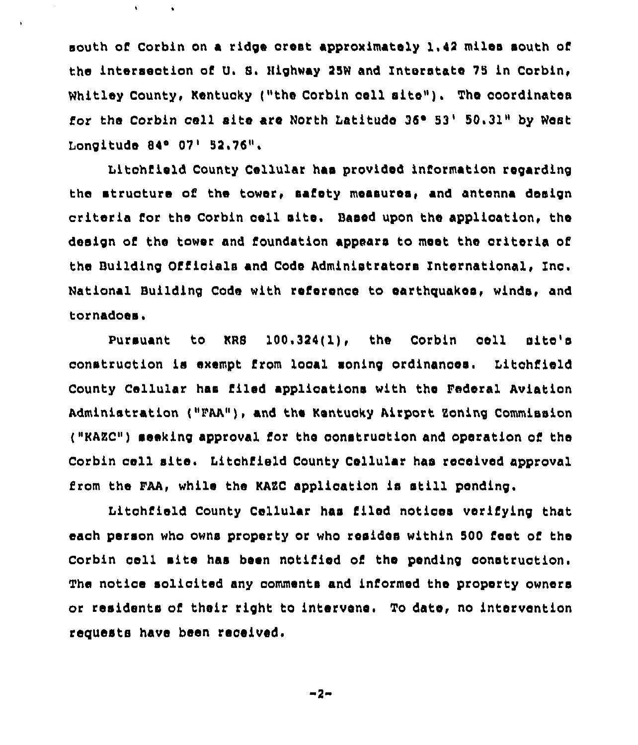south of Corbin on a ridge crest approximately 1.42 miles south of the intersection of U. S. Highway 25W and Interstate 75 in Corbin, Whitley County, Kentucky ("the Corbin cell site"). The coordinates for the Corbin cell site are North Latitude 36° 53' 50.31" by West Longitude 84° 07' 52.76".

Litchfield County Cellular has provided information regarding the structure of the tower, safety measures, and antenna design criteria for the Corbin cell site. Based upon the application, the design of the tower and foundation appears to meet the criteria of the Building Officials and Code Administrators International, Inc. National Building Code with reference to earthquakes, winds, and tornadoes.

Pursuant to KRS 100.324(1), the Corbin cell site's construction is exempt from local zoning ordinances. Litchfield County Cellular has filed applications with the Federal Aviation Administration ("FAA"), and the Kentucky Airport Zoning Commission ("KAZC") seeking approval for the construction and operation of the Corbin cell site. Litchfield County Cellular has received approval from the FAA, while the KAZC application is still pending.

Litchfield County Cellular has filed notices verifying that each person who owns property or who resides within 500 feet of the Corbin cell site has been notified of the pending construction. The notice solicited any comments and informed the property owners or residents of their right to intervene. To date, no intervention requests have been received.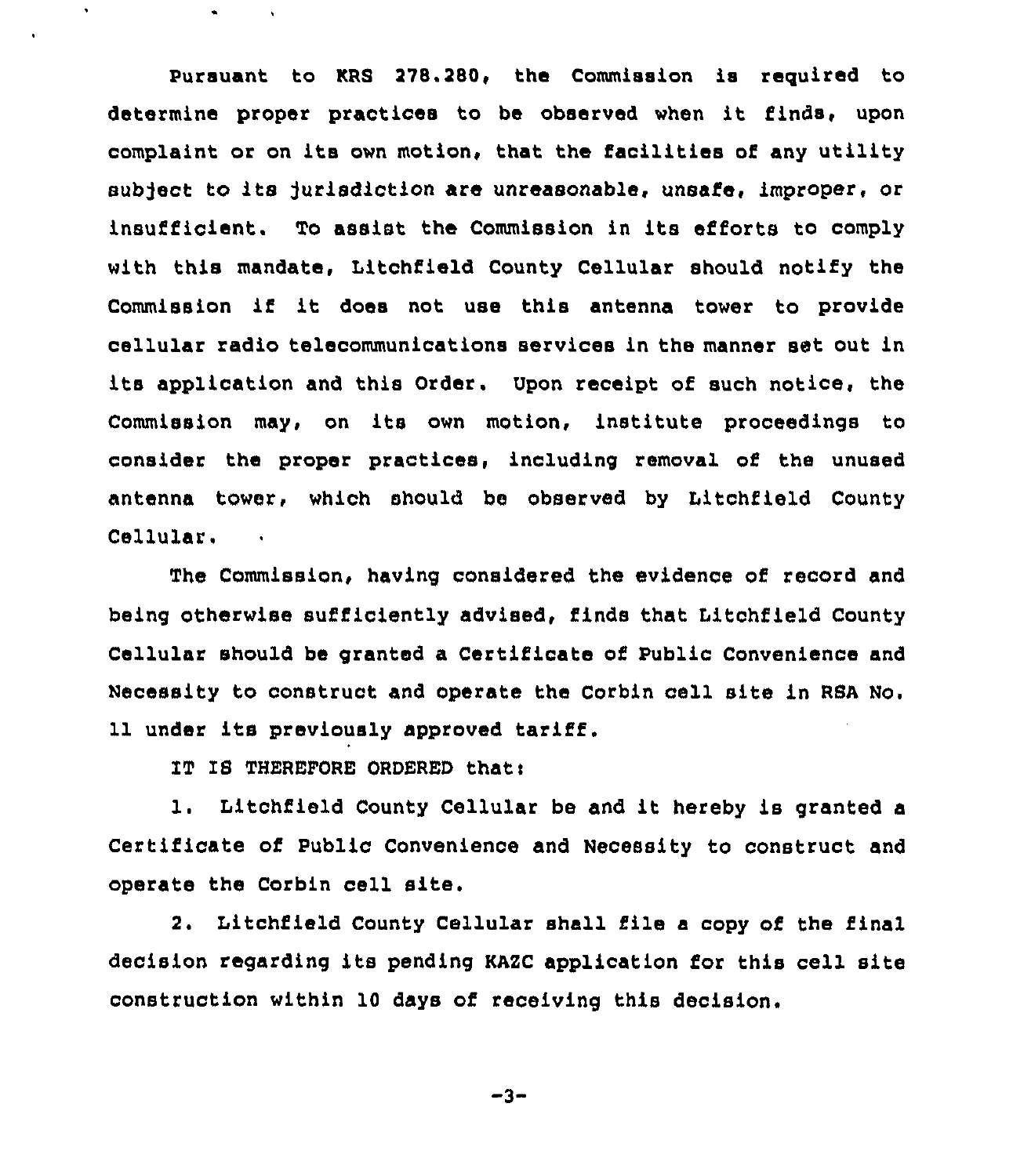Pursuant to KRS 278.280, the Commission is required to determine proper practices to be observed when it finds, upon complaint or on its own motion, that the facilities of any utility subject to its jurisdiction are unreasonable, unsafe, improper, or insufficient. To assist the Commission in its efforts to comply with this mandate, Litchfield County Cellular should notify the Commission if it does not use this antenna tower to provide cellular radio telecommunications services in the manner set out in its application and this Order. Upon receipt of such notice, the Commission may, on its own motion, institute proceedings to consider the proper practices, including removal of the unused antenna tower, which should be observed by Litchfield County Cellular.

The Commission, having considered the evidence of record and being otherwise sufficiently advised, finds that Litchfield County Cellular should be granted a Certificate of Public Convenience and Necessity to construct and operate the Corbin cell site in RSA No. 11 under its previously approved tariff.

IT IS THEREFORE ORDERED that:

1. Litchfield County Cellular be and it hereby is granted a Certificate of Public Convenience and Necessity to construct and operate the Corbin cell site.

2. Litchfield County Cellular shall file a copy of the final decision regarding its pending KAZC application for this cell site construction within 10 days of receiving this decision.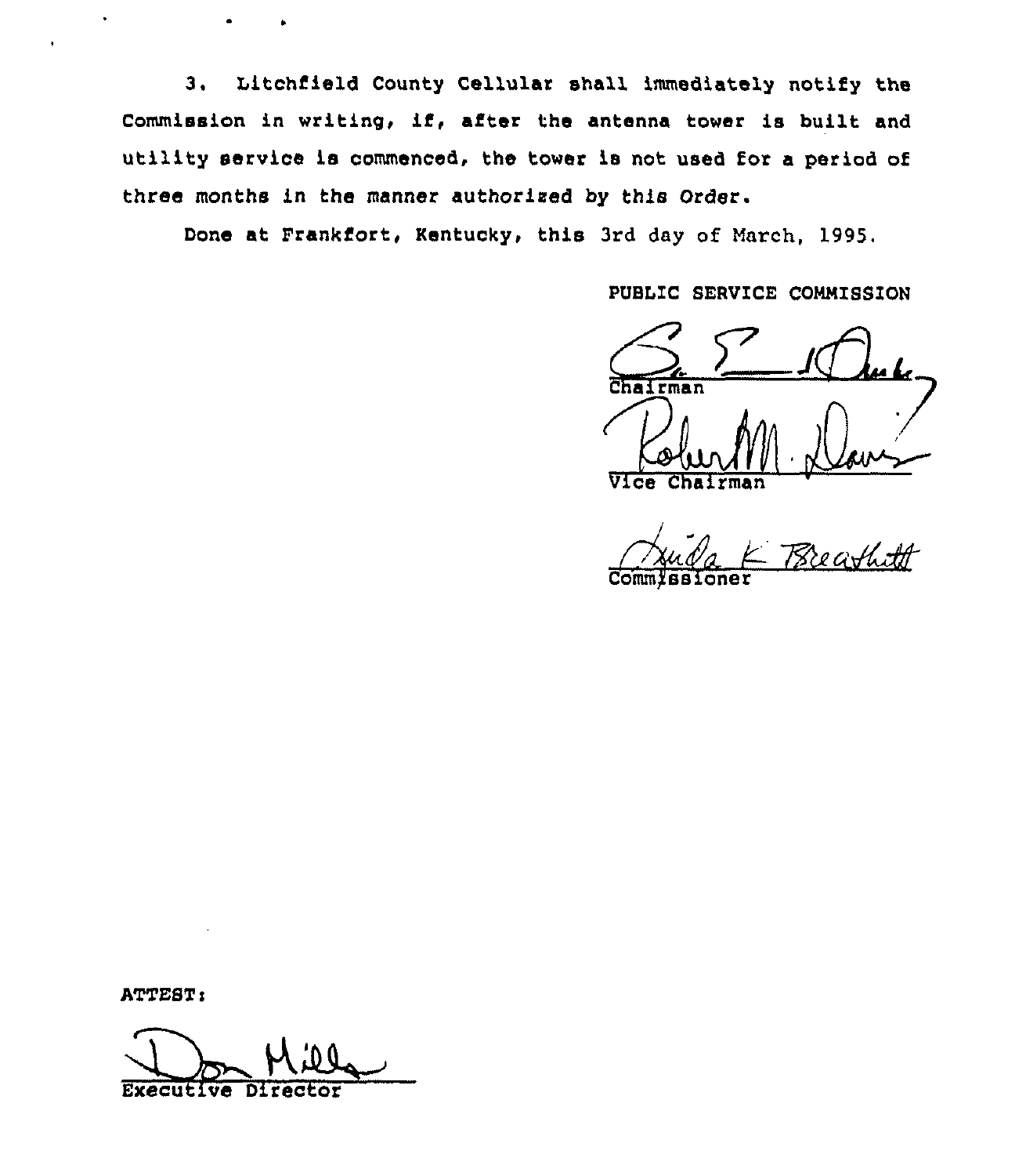3. Litchfield County Cellular shall immediately notify the Commission in writing, if, after the antenna tower is built and utility service is commenced, the tower is not used for a period of three months in the manner authorized by this Order.

Done at Frankfort, Kentucky, this 3rd day of March, 1995.

PUBLIC SERVICE COMMISSION

Chairman

Vice Chairman

Commissioner

ATTEST:

Executive Director